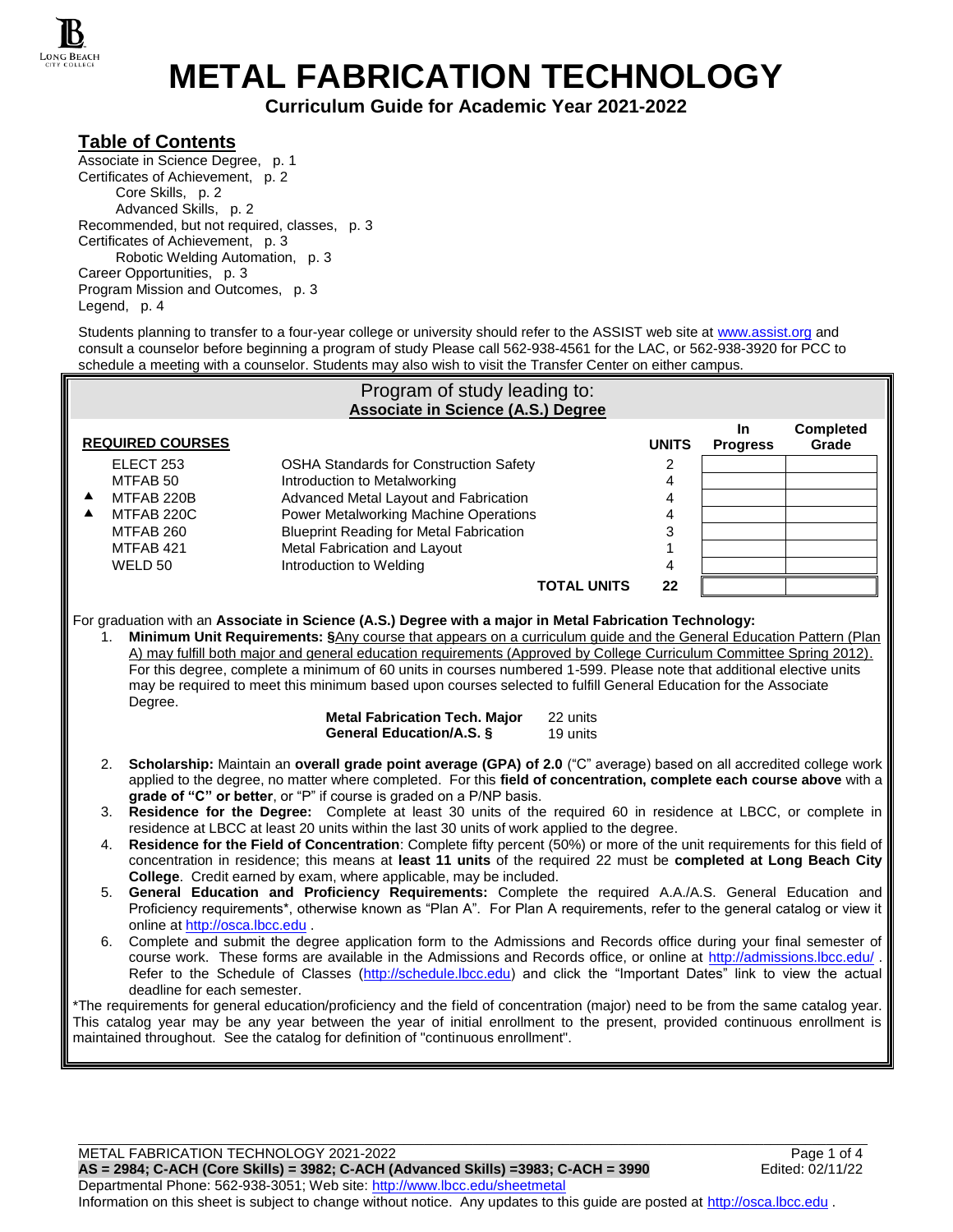# METAL FABRICATION TECHNOLOGY

**Curriculum Guide for Academic Year 2021-2022**

## Table of Contents

Associate in Science Degree, p. 1
Certificates of Achievement, p. 2
- Core Skills, p. 2
- Advanced Skills, p. 2

Recommended, but not required, classes, p. 3
Certificates of Achievement, p. 3
- Robotic Welding Automation, p. 3

Career Opportunities, p. 3
Program Mission and Outcomes, p. 3
Legend, p. 4

Students planning to transfer to a four-year college or university should refer to the ASSIST web site at www.assist.org and consult a counselor before beginning a program of study Please call 562-938-4561 for the LAC, or 562-938-3920 for PCC to schedule a meeting with a counselor. Students may also wish to visit the Transfer Center on either campus.

## Program of study leading to: Associate in Science (A.S.) Degree

| | REQUIRED COURSES | | UNITS | In Progress | Completed Grade |
|---|---|---|---|---|---|
| | ELECT 253 | OSHA Standards for Construction Safety | 2 | | |
| | MTFAB 50 | Introduction to Metalworking | 4 | | |
| ▲ | MTFAB 220B | Advanced Metal Layout and Fabrication | 4 | | |
| ▲ | MTFAB 220C | Power Metalworking Machine Operations | 4 | | |
| | MTFAB 260 | Blueprint Reading for Metal Fabrication | 3 | | |
| | MTFAB 421 | Metal Fabrication and Layout | 1 | | |
| | WELD 50 | Introduction to Welding | 4 | | |
| | | **TOTAL UNITS** | **22** | | |

For graduation with an **Associate in Science (A.S.) Degree with a major in Metal Fabrication Technology:**

1. **Minimum Unit Requirements: §**Any course that appears on a curriculum guide and the General Education Pattern (Plan A) may fulfill both major and general education requirements (Approved by College Curriculum Committee Spring 2012). For this degree, complete a minimum of 60 units in courses numbered 1-599. Please note that additional elective units may be required to meet this minimum based upon courses selected to fulfill General Education for the Associate Degree.

   | | |
   |---|---|
   | **Metal Fabrication Tech. Major** | 22 units |
   | **General Education/A.S. §** | 19 units |

2. **Scholarship:** Maintain an **overall grade point average (GPA) of 2.0** ("C" average) based on all accredited college work applied to the degree, no matter where completed. For this **field of concentration, complete each course above** with a **grade of "C" or better**, or "P" if course is graded on a P/NP basis.
3. **Residence for the Degree:** Complete at least 30 units of the required 60 in residence at LBCC, or complete in residence at LBCC at least 20 units within the last 30 units of work applied to the degree.
4. **Residence for the Field of Concentration**: Complete fifty percent (50%) or more of the unit requirements for this field of concentration in residence; this means at **least 11 units** of the required 22 must be **completed at Long Beach City College**. Credit earned by exam, where applicable, may be included.
5. **General Education and Proficiency Requirements:** Complete the required A.A./A.S. General Education and Proficiency requirements*, otherwise known as "Plan A". For Plan A requirements, refer to the general catalog or view it online at http://osca.lbcc.edu .
6. Complete and submit the degree application form to the Admissions and Records office during your final semester of course work. These forms are available in the Admissions and Records office, or online at http://admissions.lbcc.edu/ . Refer to the Schedule of Classes (http://schedule.lbcc.edu) and click the "Important Dates" link to view the actual deadline for each semester.

*The requirements for general education/proficiency and the field of concentration (major) need to be from the same catalog year. This catalog year may be any year between the year of initial enrollment to the present, provided continuous enrollment is maintained throughout. See the catalog for definition of "continuous enrollment".

METAL FABRICATION TECHNOLOGY 2021-2022
**AS = 2984; C-ACH (Core Skills) = 3982; C-ACH (Advanced Skills) =3983; C-ACH = 3990** Edited: 02/11/22
Departmental Phone: 562-938-3051; Web site: http://www.lbcc.edu/sheetmetal
Information on this sheet is subject to change without notice. Any updates to this guide are posted at http://osca.lbcc.edu .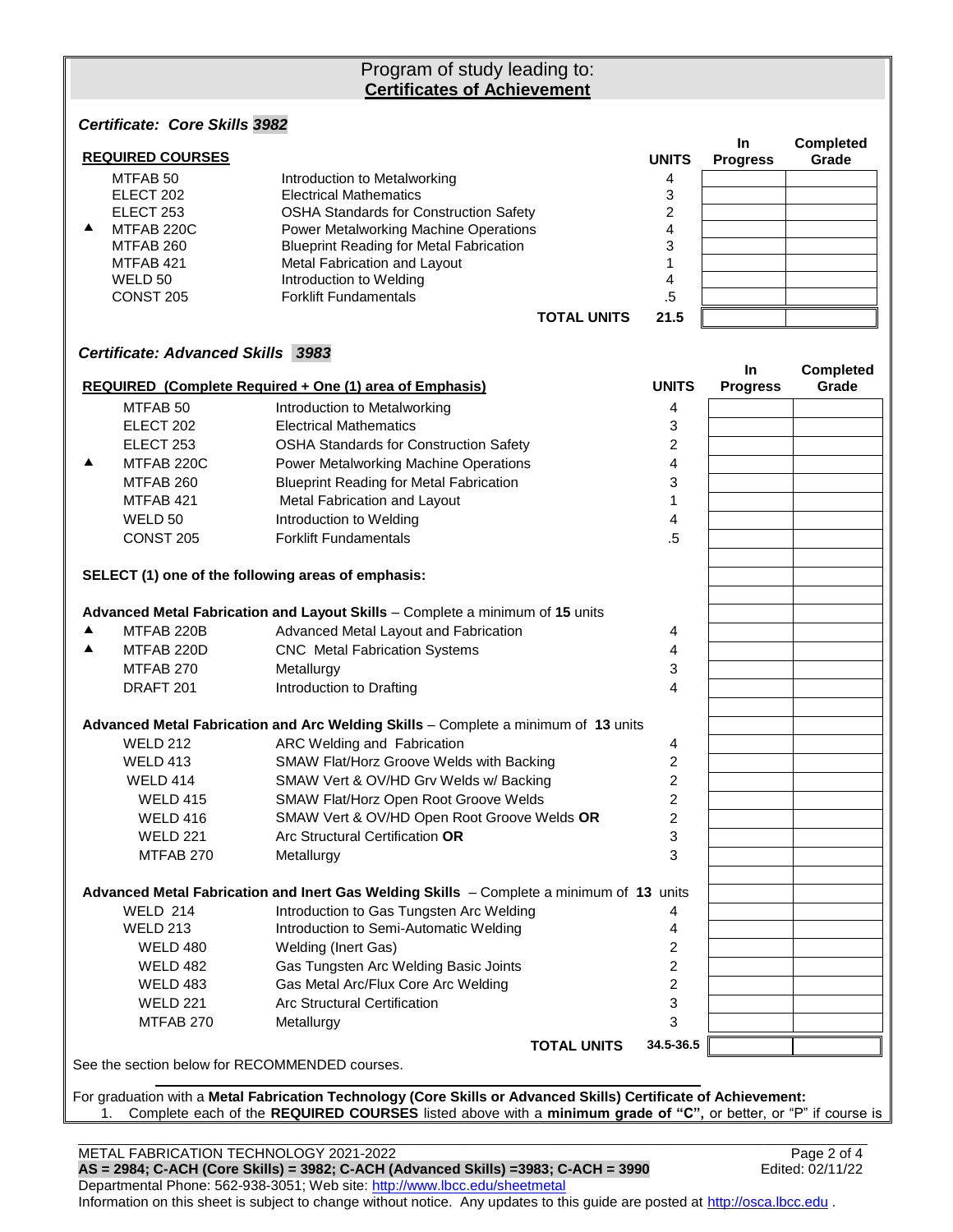# Program of study leading to: **Certificates of Achievement**

### *Certificate: Core Skills 3982*

| | **REQUIRED COURSES** | | **UNITS** | **In Progress** | **Completed Grade** |
|---|---|---|---|---|---|
| | MTFAB 50 | Introduction to Metalworking | 4 | | |
| | ELECT 202 | Electrical Mathematics | 3 | | |
| | ELECT 253 | OSHA Standards for Construction Safety | 2 | | |
| ▲ | MTFAB 220C | Power Metalworking Machine Operations | 4 | | |
| | MTFAB 260 | Blueprint Reading for Metal Fabrication | 3 | | |
| | MTFAB 421 | Metal Fabrication and Layout | 1 | | |
| | WELD 50 | Introduction to Welding | 4 | | |
| | CONST 205 | Forklift Fundamentals | .5 | | |
| | | **TOTAL UNITS** | **21.5** | | |

### *Certificate: Advanced Skills 3983*

| | **REQUIRED (Complete Required + One (1) area of Emphasis)** | | **UNITS** | **In Progress** | **Completed Grade** |
|---|---|---|---|---|---|
| | MTFAB 50 | Introduction to Metalworking | 4 | | |
| | ELECT 202 | Electrical Mathematics | 3 | | |
| | ELECT 253 | OSHA Standards for Construction Safety | 2 | | |
| ▲ | MTFAB 220C | Power Metalworking Machine Operations | 4 | | |
| | MTFAB 260 | Blueprint Reading for Metal Fabrication | 3 | | |
| | MTFAB 421 | Metal Fabrication and Layout | 1 | | |
| | WELD 50 | Introduction to Welding | 4 | | |
| | CONST 205 | Forklift Fundamentals | .5 | | |
| | **SELECT (1) one of the following areas of emphasis:** | | | | |
| | **Advanced Metal Fabrication and Layout Skills** – Complete a minimum of **15** units | | | | |
| ▲ | MTFAB 220B | Advanced Metal Layout and Fabrication | 4 | | |
| ▲ | MTFAB 220D | CNC Metal Fabrication Systems | 4 | | |
| | MTFAB 270 | Metallurgy | 3 | | |
| | DRAFT 201 | Introduction to Drafting | 4 | | |
| | **Advanced Metal Fabrication and Arc Welding Skills** – Complete a minimum of **13** units | | | | |
| | WELD 212 | ARC Welding and Fabrication | 4 | | |
| | WELD 413 | SMAW Flat/Horz Groove Welds with Backing | 2 | | |
| | WELD 414 | SMAW Vert & OV/HD Grv Welds w/ Backing | 2 | | |
| | WELD 415 | SMAW Flat/Horz Open Root Groove Welds | 2 | | |
| | WELD 416 | SMAW Vert & OV/HD Open Root Groove Welds **OR** | 2 | | |
| | WELD 221 | Arc Structural Certification **OR** | 3 | | |
| | MTFAB 270 | Metallurgy | 3 | | |
| | **Advanced Metal Fabrication and Inert Gas Welding Skills** – Complete a minimum of **13** units | | | | |
| | WELD 214 | Introduction to Gas Tungsten Arc Welding | 4 | | |
| | WELD 213 | Introduction to Semi-Automatic Welding | 4 | | |
| | WELD 480 | Welding (Inert Gas) | 2 | | |
| | WELD 482 | Gas Tungsten Arc Welding Basic Joints | 2 | | |
| | WELD 483 | Gas Metal Arc/Flux Core Arc Welding | 2 | | |
| | WELD 221 | Arc Structural Certification | 3 | | |
| | MTFAB 270 | Metallurgy | 3 | | |
| | | **TOTAL UNITS** | **34.5-36.5** | | |

See the section below for RECOMMENDED courses.

For graduation with a **Metal Fabrication Technology (Core Skills or Advanced Skills) Certificate of Achievement:**

1. Complete each of the **REQUIRED COURSES** listed above with a **minimum grade of "C",** or better, or "P" if course is

METAL FABRICATION TECHNOLOGY 2021-2022
**AS = 2984; C-ACH (Core Skills) = 3982; C-ACH (Advanced Skills) =3983; C-ACH = 3990**
Edited: 02/11/22
Departmental Phone: 562-938-3051; Web site: http://www.lbcc.edu/sheetmetal
Information on this sheet is subject to change without notice. Any updates to this guide are posted at http://osca.lbcc.edu .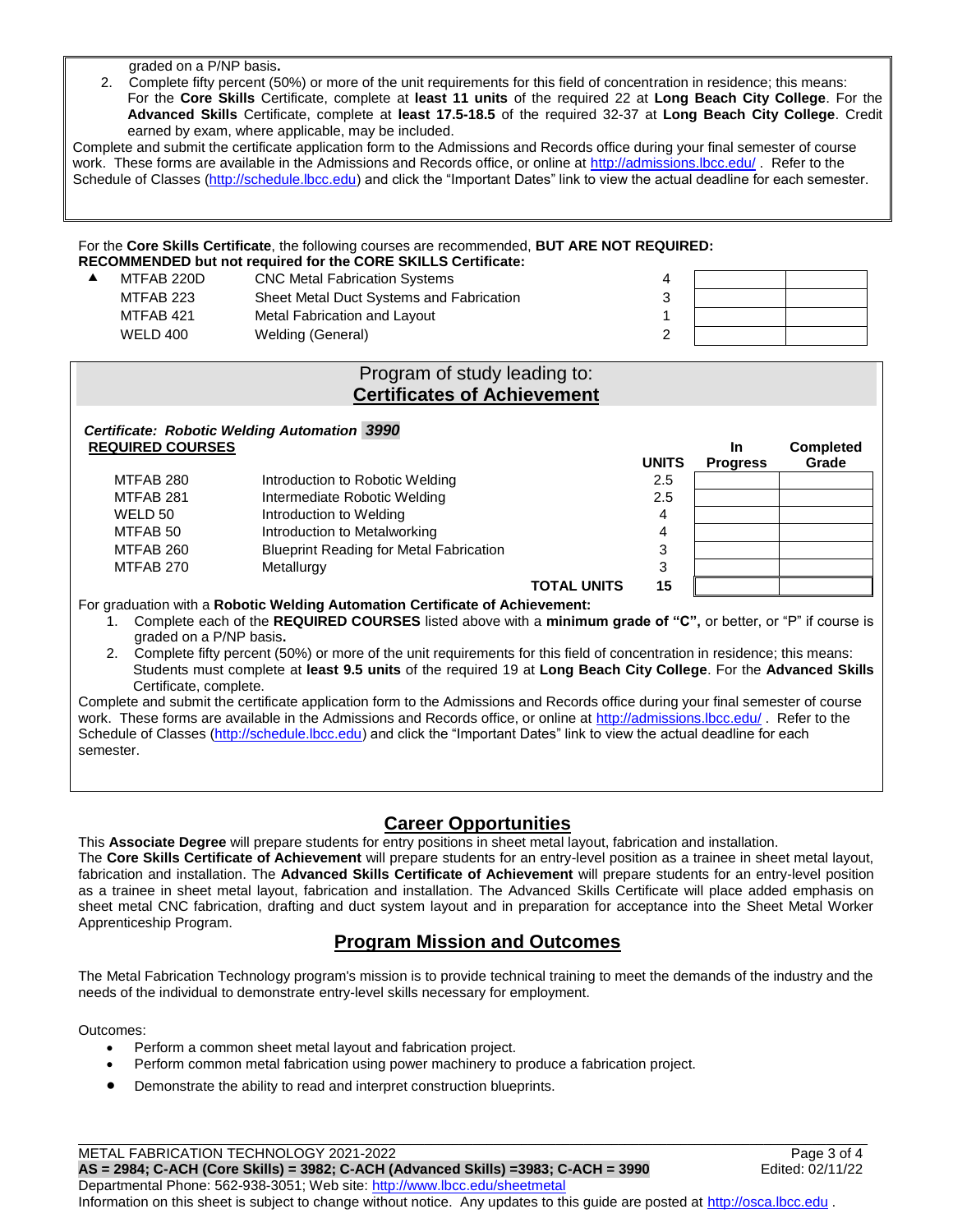graded on a P/NP basis**.**

2. Complete fifty percent (50%) or more of the unit requirements for this field of concentration in residence; this means: For the **Core Skills** Certificate, complete at **least 11 units** of the required 22 at **Long Beach City College**. For the **Advanced Skills** Certificate, complete at **least 17.5-18.5** of the required 32-37 at **Long Beach City College**. Credit earned by exam, where applicable, may be included.

Complete and submit the certificate application form to the Admissions and Records office during your final semester of course work. These forms are available in the Admissions and Records office, or online at http://admissions.lbcc.edu/ . Refer to the Schedule of Classes (http://schedule.lbcc.edu) and click the "Important Dates" link to view the actual deadline for each semester.

For the **Core Skills Certificate**, the following courses are recommended, **BUT ARE NOT REQUIRED:**
**RECOMMENDED but not required for the CORE SKILLS Certificate:**

| | Course | Title | Units | | |
|---|---|---|---|---|---|
| ▲ | MTFAB 220D | CNC Metal Fabrication Systems | 4 | | |
| | MTFAB 223 | Sheet Metal Duct Systems and Fabrication | 3 | | |
| | MTFAB 421 | Metal Fabrication and Layout | 1 | | |
| | WELD 400 | Welding (General) | 2 | | |

## Program of study leading to: Certificates of Achievement

***Certificate: Robotic Welding Automation 3990***

**REQUIRED COURSES**

| Course | Title | UNITS | In Progress | Completed Grade |
|---|---|---|---|---|
| MTFAB 280 | Introduction to Robotic Welding | 2.5 | | |
| MTFAB 281 | Intermediate Robotic Welding | 2.5 | | |
| WELD 50 | Introduction to Welding | 4 | | |
| MTFAB 50 | Introduction to Metalworking | 4 | | |
| MTFAB 260 | Blueprint Reading for Metal Fabrication | 3 | | |
| MTFAB 270 | Metallurgy | 3 | | |
| | **TOTAL UNITS** | **15** | | |

For graduation with a **Robotic Welding Automation Certificate of Achievement:**

1. Complete each of the **REQUIRED COURSES** listed above with a **minimum grade of "C",** or better, or "P" if course is graded on a P/NP basis**.**
2. Complete fifty percent (50%) or more of the unit requirements for this field of concentration in residence; this means: Students must complete at **least 9.5 units** of the required 19 at **Long Beach City College**. For the **Advanced Skills** Certificate, complete.

Complete and submit the certificate application form to the Admissions and Records office during your final semester of course work. These forms are available in the Admissions and Records office, or online at http://admissions.lbcc.edu/ . Refer to the Schedule of Classes (http://schedule.lbcc.edu) and click the "Important Dates" link to view the actual deadline for each semester.

## Career Opportunities

This **Associate Degree** will prepare students for entry positions in sheet metal layout, fabrication and installation.
The **Core Skills Certificate of Achievement** will prepare students for an entry-level position as a trainee in sheet metal layout, fabrication and installation. The **Advanced Skills Certificate of Achievement** will prepare students for an entry-level position as a trainee in sheet metal layout, fabrication and installation. The Advanced Skills Certificate will place added emphasis on sheet metal CNC fabrication, drafting and duct system layout and in preparation for acceptance into the Sheet Metal Worker Apprenticeship Program.

## Program Mission and Outcomes

The Metal Fabrication Technology program's mission is to provide technical training to meet the demands of the industry and the needs of the individual to demonstrate entry-level skills necessary for employment.

Outcomes:

- Perform a common sheet metal layout and fabrication project.
- Perform common metal fabrication using power machinery to produce a fabrication project.
- Demonstrate the ability to read and interpret construction blueprints.

METAL FABRICATION TECHNOLOGY 2021-2022
**AS = 2984; C-ACH (Core Skills) = 3982; C-ACH (Advanced Skills) =3983; C-ACH = 3990** — Edited: 02/11/22
Departmental Phone: 562-938-3051; Web site: http://www.lbcc.edu/sheetmetal
Information on this sheet is subject to change without notice. Any updates to this guide are posted at http://osca.lbcc.edu .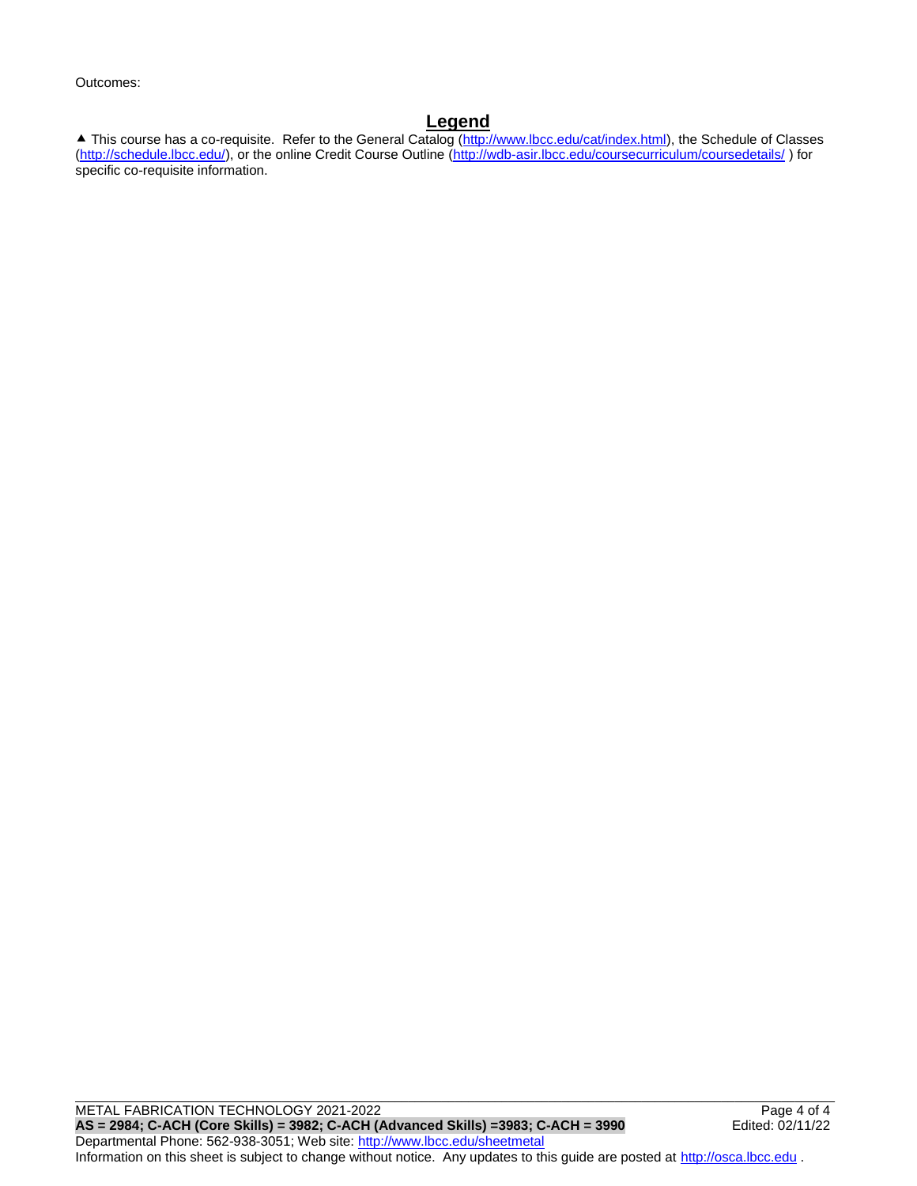Outcomes:

## Legend

▲ This course has a co-requisite. Refer to the General Catalog (http://www.lbcc.edu/cat/index.html), the Schedule of Classes (http://schedule.lbcc.edu/), or the online Credit Course Outline (http://wdb-asir.lbcc.edu/coursecurriculum/coursedetails/ ) for specific co-requisite information.